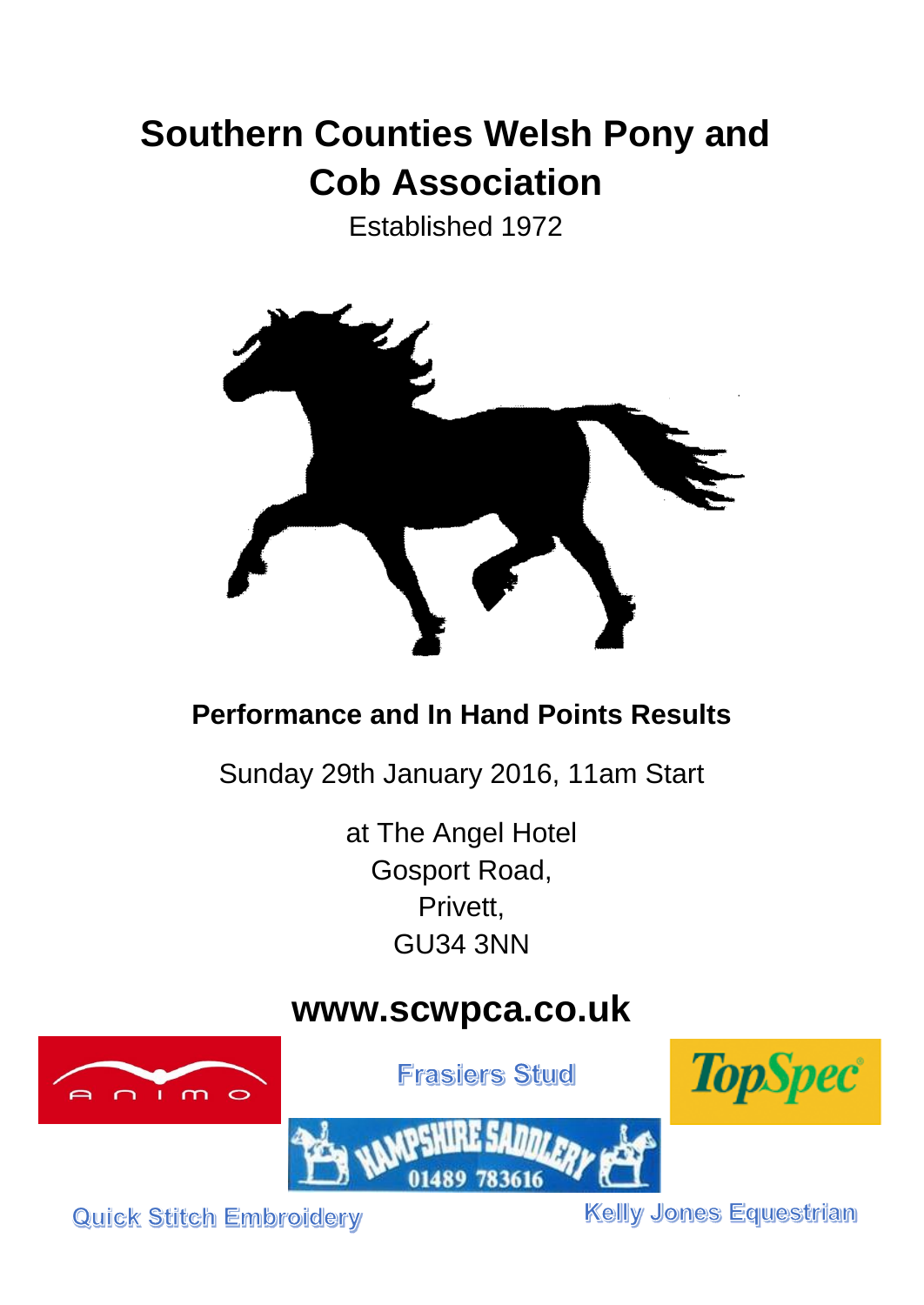# Southern Counties Welsh Pony and Cob Association

Established 1972

## Performance and In Hand Points Results

Sunday 29th January 2016, 11am Start

at The Angel Hotel
Gosport Road,
Privett,
GU34 3NN

## www.scwpca.co.uk

ANIMO

Frasiers Stud

TopSpec

HAMPSHIRE SADDLERY 01489 783616

Quick Stitch Embroidery

Kelly Jones Equestrian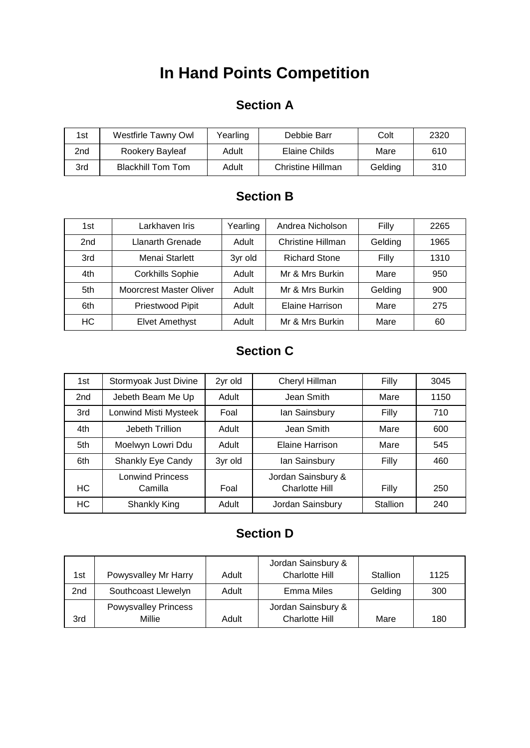# In Hand Points Competition

## Section A

| | | | | | |
|---|---|---|---|---|---|
| 1st | Westfirle Tawny Owl | Yearling | Debbie Barr | Colt | 2320 |
| 2nd | Rookery Bayleaf | Adult | Elaine Childs | Mare | 610 |
| 3rd | Blackhill Tom Tom | Adult | Christine Hillman | Gelding | 310 |

## Section B

| | | | | | |
|---|---|---|---|---|---|
| 1st | Larkhaven Iris | Yearling | Andrea Nicholson | Filly | 2265 |
| 2nd | Llanarth Grenade | Adult | Christine Hillman | Gelding | 1965 |
| 3rd | Menai Starlett | 3yr old | Richard Stone | Filly | 1310 |
| 4th | Corkhills Sophie | Adult | Mr & Mrs Burkin | Mare | 950 |
| 5th | Moorcrest Master Oliver | Adult | Mr & Mrs Burkin | Gelding | 900 |
| 6th | Priestwood Pipit | Adult | Elaine Harrison | Mare | 275 |
| HC | Elvet Amethyst | Adult | Mr & Mrs Burkin | Mare | 60 |

## Section C

| | | | | | |
|---|---|---|---|---|---|
| 1st | Stormyoak Just Divine | 2yr old | Cheryl Hillman | Filly | 3045 |
| 2nd | Jebeth Beam Me Up | Adult | Jean Smith | Mare | 1150 |
| 3rd | Lonwind Misti Mysteek | Foal | Ian Sainsbury | Filly | 710 |
| 4th | Jebeth Trillion | Adult | Jean Smith | Mare | 600 |
| 5th | Moelwyn Lowri Ddu | Adult | Elaine Harrison | Mare | 545 |
| 6th | Shankly Eye Candy | 3yr old | Ian Sainsbury | Filly | 460 |
| HC | Lonwind Princess Camilla | Foal | Jordan Sainsbury & Charlotte Hill | Filly | 250 |
| HC | Shankly King | Adult | Jordan Sainsbury | Stallion | 240 |

## Section D

| | | | | | |
|---|---|---|---|---|---|
| 1st | Powysvalley Mr Harry | Adult | Jordan Sainsbury & Charlotte Hill | Stallion | 1125 |
| 2nd | Southcoast Llewelyn | Adult | Emma Miles | Gelding | 300 |
| 3rd | Powysvalley Princess Millie | Adult | Jordan Sainsbury & Charlotte Hill | Mare | 180 |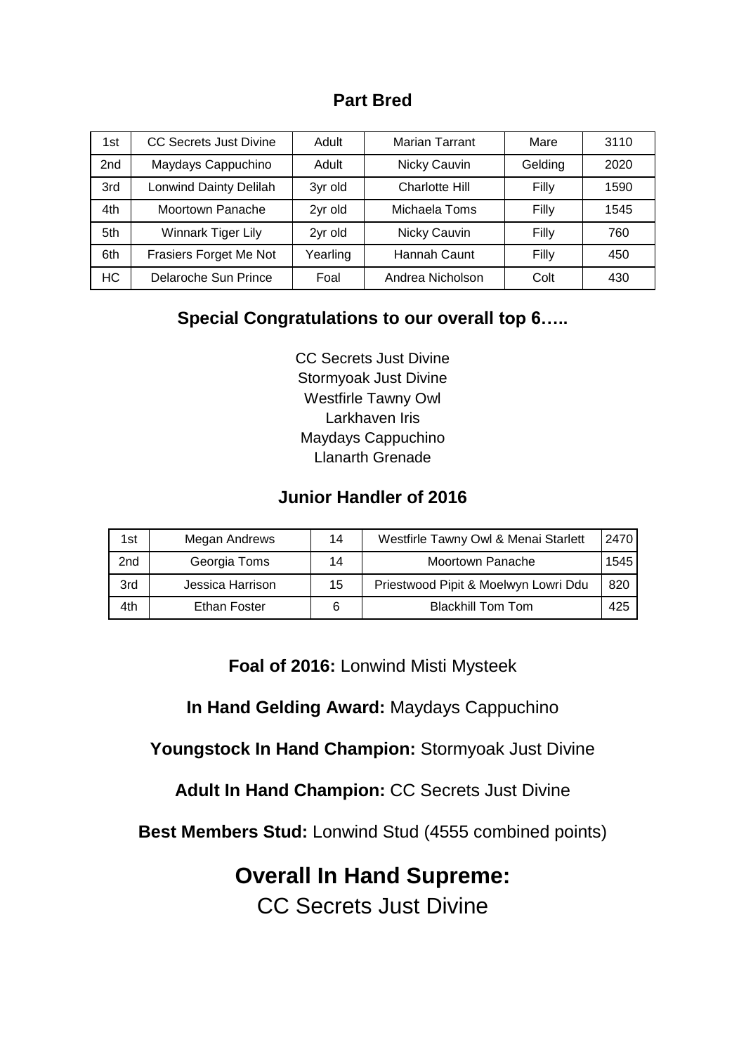## Part Bred

| | | | | | |
|---|---|---|---|---|---|
| 1st | CC Secrets Just Divine | Adult | Marian Tarrant | Mare | 3110 |
| 2nd | Maydays Cappuchino | Adult | Nicky Cauvin | Gelding | 2020 |
| 3rd | Lonwind Dainty Delilah | 3yr old | Charlotte Hill | Filly | 1590 |
| 4th | Moortown Panache | 2yr old | Michaela Toms | Filly | 1545 |
| 5th | Winnark Tiger Lily | 2yr old | Nicky Cauvin | Filly | 760 |
| 6th | Frasiers Forget Me Not | Yearling | Hannah Caunt | Filly | 450 |
| HC | Delaroche Sun Prince | Foal | Andrea Nicholson | Colt | 430 |

## Special Congratulations to our overall top 6…..

CC Secrets Just Divine
Stormyoak Just Divine
Westfirle Tawny Owl
Larkhaven Iris
Maydays Cappuchino
Llanarth Grenade

## Junior Handler of 2016

| | | | | |
|---|---|---|---|---|
| 1st | Megan Andrews | 14 | Westfirle Tawny Owl & Menai Starlett | 2470 |
| 2nd | Georgia Toms | 14 | Moortown Panache | 1545 |
| 3rd | Jessica Harrison | 15 | Priestwood Pipit & Moelwyn Lowri Ddu | 820 |
| 4th | Ethan Foster | 6 | Blackhill Tom Tom | 425 |

**Foal of 2016:** Lonwind Misti Mysteek

**In Hand Gelding Award:** Maydays Cappuchino

**Youngstock In Hand Champion:** Stormyoak Just Divine

**Adult In Hand Champion:** CC Secrets Just Divine

**Best Members Stud:** Lonwind Stud (4555 combined points)

## Overall In Hand Supreme:

CC Secrets Just Divine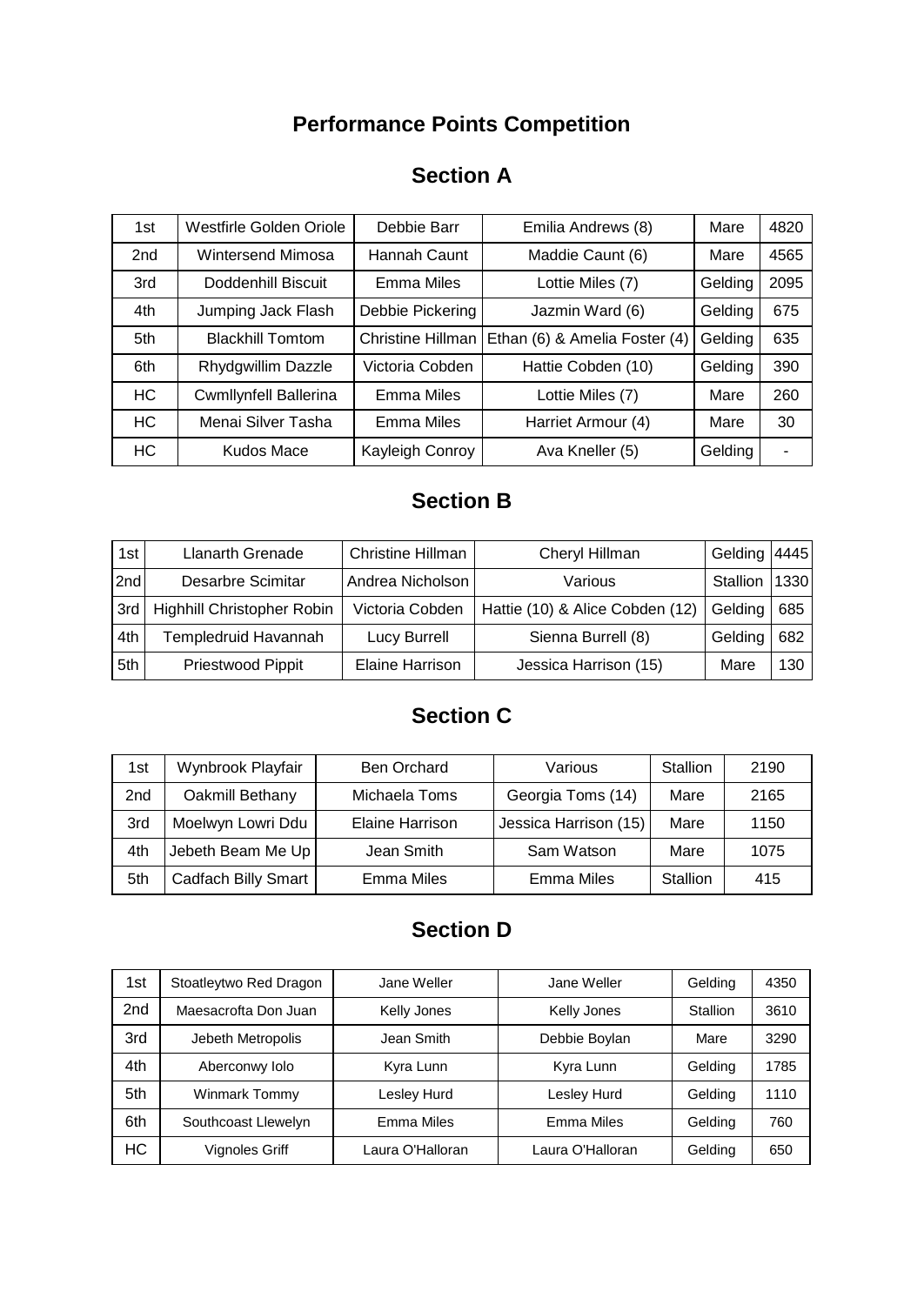# Performance Points Competition

## Section A

| | | | | | |
|---|---|---|---|---|---|
| 1st | Westfirle Golden Oriole | Debbie Barr | Emilia Andrews (8) | Mare | 4820 |
| 2nd | Wintersend Mimosa | Hannah Caunt | Maddie Caunt (6) | Mare | 4565 |
| 3rd | Doddenhill Biscuit | Emma Miles | Lottie Miles (7) | Gelding | 2095 |
| 4th | Jumping Jack Flash | Debbie Pickering | Jazmin Ward (6) | Gelding | 675 |
| 5th | Blackhill Tomtom | Christine Hillman | Ethan (6) & Amelia Foster (4) | Gelding | 635 |
| 6th | Rhydgwillim Dazzle | Victoria Cobden | Hattie Cobden (10) | Gelding | 390 |
| HC | Cwmllynfell Ballerina | Emma Miles | Lottie Miles (7) | Mare | 260 |
| HC | Menai Silver Tasha | Emma Miles | Harriet Armour (4) | Mare | 30 |
| HC | Kudos Mace | Kayleigh Conroy | Ava Kneller (5) | Gelding | - |

## Section B

| | | | | | |
|---|---|---|---|---|---|
| 1st | Llanarth Grenade | Christine Hillman | Cheryl Hillman | Gelding | 4445 |
| 2nd | Desarbre Scimitar | Andrea Nicholson | Various | Stallion | 1330 |
| 3rd | Highhill Christopher Robin | Victoria Cobden | Hattie (10) & Alice Cobden (12) | Gelding | 685 |
| 4th | Templedruid Havannah | Lucy Burrell | Sienna Burrell (8) | Gelding | 682 |
| 5th | Priestwood Pippit | Elaine Harrison | Jessica Harrison (15) | Mare | 130 |

## Section C

| | | | | | |
|---|---|---|---|---|---|
| 1st | Wynbrook Playfair | Ben Orchard | Various | Stallion | 2190 |
| 2nd | Oakmill Bethany | Michaela Toms | Georgia Toms (14) | Mare | 2165 |
| 3rd | Moelwyn Lowri Ddu | Elaine Harrison | Jessica Harrison (15) | Mare | 1150 |
| 4th | Jebeth Beam Me Up | Jean Smith | Sam Watson | Mare | 1075 |
| 5th | Cadfach Billy Smart | Emma Miles | Emma Miles | Stallion | 415 |

## Section D

| | | | | | |
|---|---|---|---|---|---|
| 1st | Stoatleytwo Red Dragon | Jane Weller | Jane Weller | Gelding | 4350 |
| 2nd | Maesacrofta Don Juan | Kelly Jones | Kelly Jones | Stallion | 3610 |
| 3rd | Jebeth Metropolis | Jean Smith | Debbie Boylan | Mare | 3290 |
| 4th | Aberconwy Iolo | Kyra Lunn | Kyra Lunn | Gelding | 1785 |
| 5th | Winmark Tommy | Lesley Hurd | Lesley Hurd | Gelding | 1110 |
| 6th | Southcoast Llewelyn | Emma Miles | Emma Miles | Gelding | 760 |
| HC | Vignoles Griff | Laura O'Halloran | Laura O'Halloran | Gelding | 650 |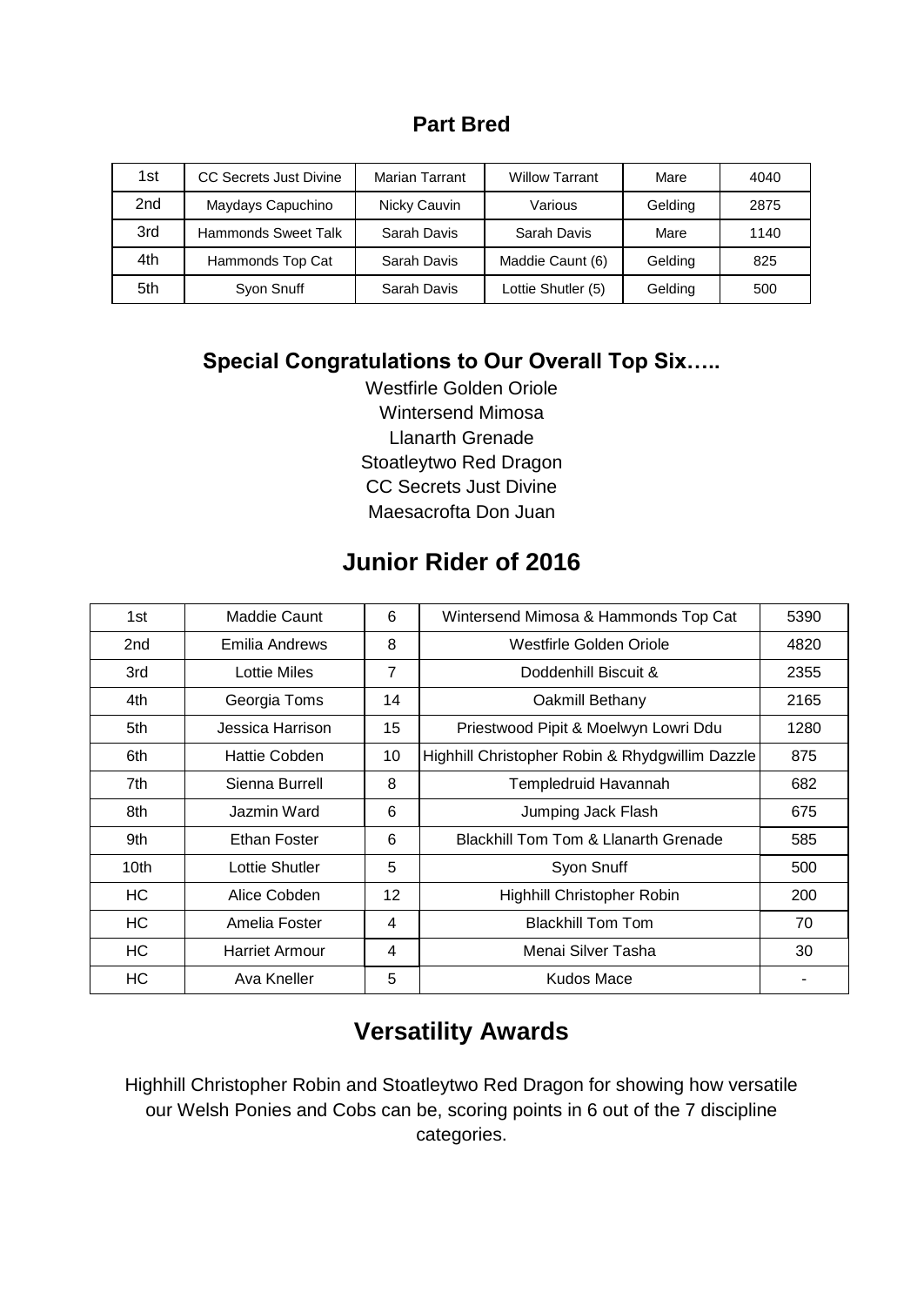## Part Bred

| 1st | CC Secrets Just Divine | Marian Tarrant | Willow Tarrant | Mare | 4040 |
|---|---|---|---|---|---|
| 2nd | Maydays Capuchino | Nicky Cauvin | Various | Gelding | 2875 |
| 3rd | Hammonds Sweet Talk | Sarah Davis | Sarah Davis | Mare | 1140 |
| 4th | Hammonds Top Cat | Sarah Davis | Maddie Caunt (6) | Gelding | 825 |
| 5th | Syon Snuff | Sarah Davis | Lottie Shutler (5) | Gelding | 500 |

## Special Congratulations to Our Overall Top Six…..

Westfirle Golden Oriole
Wintersend Mimosa
Llanarth Grenade
Stoatleytwo Red Dragon
CC Secrets Just Divine
Maesacrofta Don Juan

## Junior Rider of 2016

| 1st | Maddie Caunt | 6 | Wintersend Mimosa & Hammonds Top Cat | 5390 |
|---|---|---|---|---|
| 2nd | Emilia Andrews | 8 | Westfirle Golden Oriole | 4820 |
| 3rd | Lottie Miles | 7 | Doddenhill Biscuit & | 2355 |
| 4th | Georgia Toms | 14 | Oakmill Bethany | 2165 |
| 5th | Jessica Harrison | 15 | Priestwood Pipit & Moelwyn Lowri Ddu | 1280 |
| 6th | Hattie Cobden | 10 | Highhill Christopher Robin & Rhydgwillim Dazzle | 875 |
| 7th | Sienna Burrell | 8 | Templedruid Havannah | 682 |
| 8th | Jazmin Ward | 6 | Jumping Jack Flash | 675 |
| 9th | Ethan Foster | 6 | Blackhill Tom Tom & Llanarth Grenade | 585 |
| 10th | Lottie Shutler | 5 | Syon Snuff | 500 |
| HC | Alice Cobden | 12 | Highhill Christopher Robin | 200 |
| HC | Amelia Foster | 4 | Blackhill Tom Tom | 70 |
| HC | Harriet Armour | 4 | Menai Silver Tasha | 30 |
| HC | Ava Kneller | 5 | Kudos Mace | - |

## Versatility Awards

Highhill Christopher Robin and Stoatleytwo Red Dragon for showing how versatile our Welsh Ponies and Cobs can be, scoring points in 6 out of the 7 discipline categories.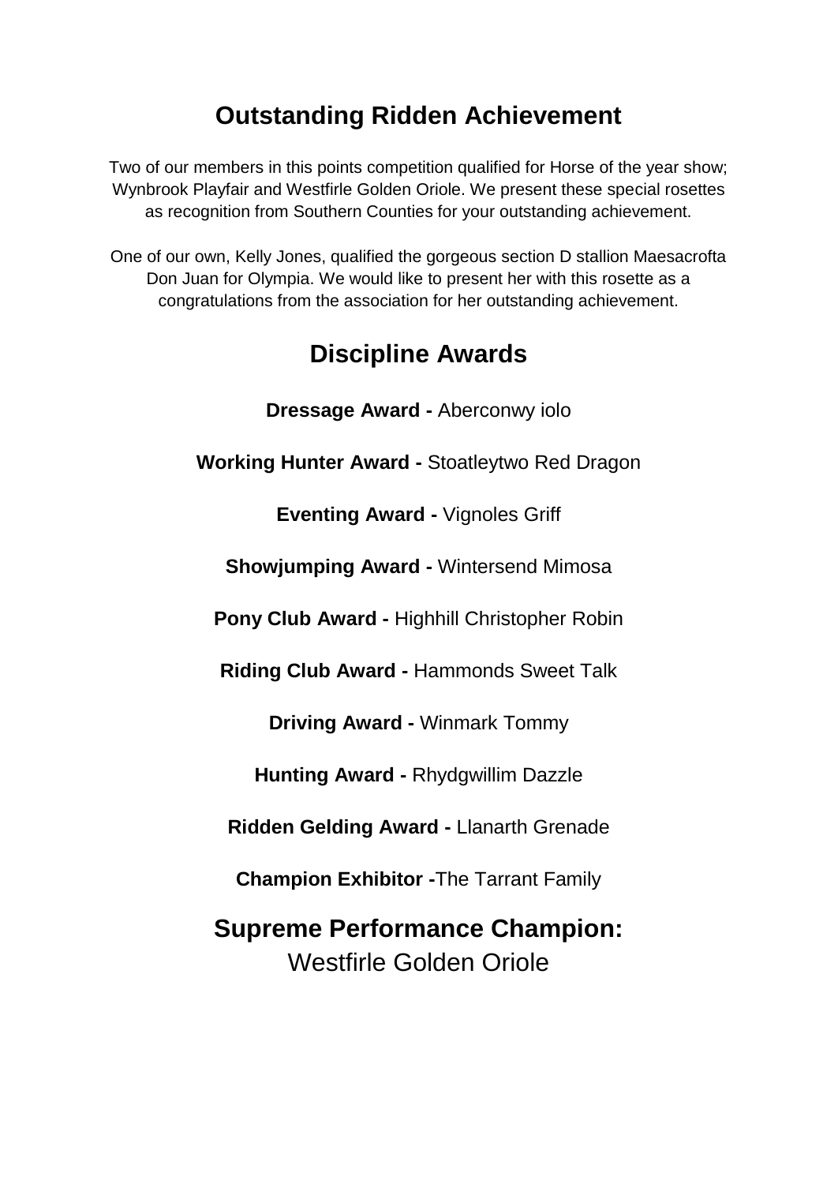## Outstanding Ridden Achievement

Two of our members in this points competition qualified for Horse of the year show; Wynbrook Playfair and Westfirle Golden Oriole. We present these special rosettes as recognition from Southern Counties for your outstanding achievement.

One of our own, Kelly Jones, qualified the gorgeous section D stallion Maesacrofta Don Juan for Olympia. We would like to present her with this rosette as a congratulations from the association for her outstanding achievement.

## Discipline Awards

**Dressage Award -** Aberconwy iolo

**Working Hunter Award -** Stoatleytwo Red Dragon

**Eventing Award -** Vignoles Griff

**Showjumping Award -** Wintersend Mimosa

**Pony Club Award -** Highhill Christopher Robin

**Riding Club Award -** Hammonds Sweet Talk

**Driving Award -** Winmark Tommy

**Hunting Award -** Rhydgwillim Dazzle

**Ridden Gelding Award -** Llanarth Grenade

**Champion Exhibitor -**The Tarrant Family

## Supreme Performance Champion:

Westfirle Golden Oriole